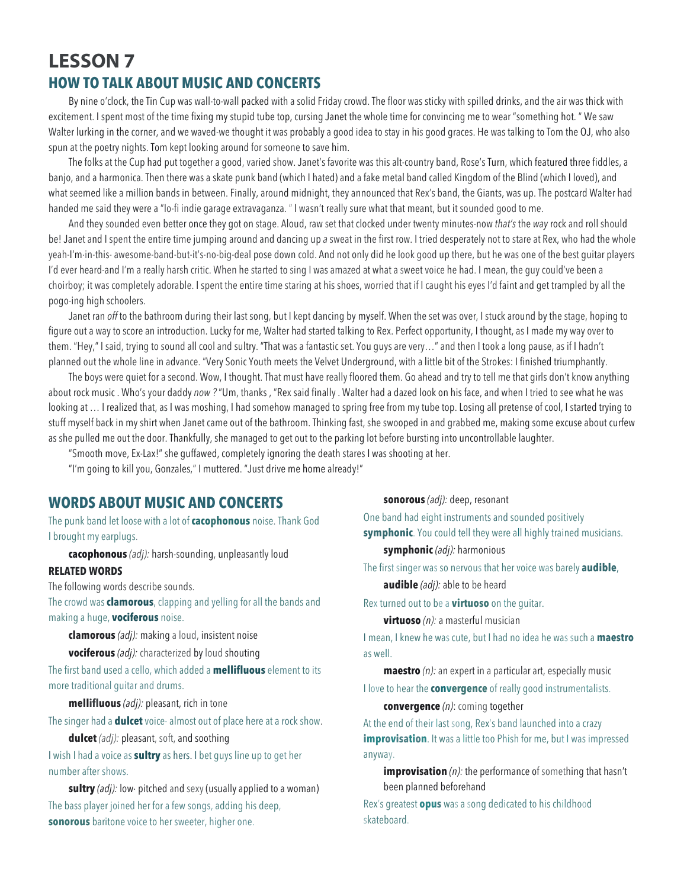# LESSON 7

## HOW TO TALK ABOUT MUSIC AND CONCERTS

By nine o'clock, the Tin Cup was wall-to-wall packed with a solid Friday crowd. The floor was sticky with spilled drinks, and the air was thick with excitement. I spent most of the time fixing my stupid tube top, cursing Janet the whole time for convincing me to wear "something hot. " We saw Walter lurking in the corner, and we waved-we thought it was probably a good idea to stay in his good graces. He was talking to Tom the OJ, who also spun at the poetry nights. Tom kept looking around for someone to save him.

The folks at the Cup had put together a good, varied show. Janet's favorite was this alt-country band, Rose's Turn, which featured three fiddles, a banjo, and a harmonica. Then there was a skate punk band (which I hated) and a fake metal band called Kingdom of the Blind (which I loved), and what seemed like a million bands in between. Finally, around midnight, they announced that Rex's band, the Giants, was up. The postcard Walter had handed me said they were a "lo-fi indie garage extravaganza. " I wasn't really sure what that meant, but it sounded good to me.

And they sounded even better once they got on stage. Aloud, raw set that clocked under twenty minutes-now *that's* the *way* rock and roll should be! Janet and I spent the entire time jumping around and dancing up *a* sweat in the first row. I tried desperately not to stare at Rex, who had the whole yeah-I'm-in-this- awesome-band-but-it's-no-big-deal pose down cold. And not only did he look good up there, but he was one of the best guitar players I'd ever heard-and I'm a really harsh critic. When he started to sing I was amazed at what a sweet voice he had. I mean, the guy could've been a choirboy; it was completely adorable. I spent the entire time staring at his shoes, worried that if I caught his eyes I'd faint and get trampled by all the pogo-ing high schoolers.

Janet ran *off* to the bathroom during their last song, but I kept dancing by myself. When the set was over, I stuck around by the stage, hoping to figure out a way to score an introduction. Lucky for me, Walter had started talking to Rex. Perfect opportunity, I thought, as I made my way over to them. "Hey," I said, trying to sound all cool and sultry. "That was a fantastic set. You guys are very…" and then I took a long pause, as if I hadn't planned out the whole line in advance. "Very Sonic Youth meets the Velvet Underground, with a little bit of the Strokes: I finished triumphantly.

The boys were quiet for a second. Wow, I thought. That must have really floored them. Go ahead and try to tell me that girls don't know anything about rock music . Who's your daddy *now ?* "Um, thanks , "Rex said finally . Walter had a dazed look on his face, and when I tried to see what he was looking at … I realized that, as I was moshing, I had somehow managed to spring free from my tube top. Losing all pretense of cool, I started trying to stuff myself back in my shirt when Janet came out of the bathroom. Thinking fast, she swooped in and grabbed me, making some excuse about curfew as she pulled me out the door. Thankfully, she managed to get out to the parking lot before bursting into uncontrollable laughter.

"Smooth move, Ex-Lax!" she guffawed, completely ignoring the death stares I was shooting at her.

"I'm going to kill you, Gonzales," I muttered. "Just drive me home already!"

## WORDS ABOUT MUSIC AND CONCERTS

The punk band let loose with a lot of **cacophonous** noise. Thank God I brought my earplugs.

**cacophonous** *(adj):* harsh-sounding, unpleasantly loud

**RELATED WORDS**

The following words describe sounds.

The crowd was **clamorous**, clapping and yelling for all the bands and making a huge, **vociferous** noise.

**clamorous** *(adj):* making a loud, insistent noise

**vociferous** *(adj):* characterized by loud shouting

The first band used a cello, which added a **mellifluous** element to its more traditional guitar and drums.

**mellifluous** *(adj):* pleasant, rich in tone

The singer had a **dulcet** voice- almost out of place here at a rock show.

**dulcet** *(adj):* pleasant, soft, and soothing

I wish I had a voice as **sultry** as hers. I bet guys line up to get her number after shows.

**sultry** *(adj):* low- pitched and sexy (usually applied to a woman)

The bass player joined her for a few songs, adding his deep, **sonorous** baritone voice to her sweeter, higher one.

**sonorous** *(adj):* deep, resonant

One band had eight instruments and sounded positively **symphonic**. You could tell they were all highly trained musicians.

**symphonic** *(adj):* harmonious

The first singer was so nervous that her voice was barely **audible**,

**audible** *(adj):* able to be heard

Rex turned out to be a **virtuoso** on the guitar.

**virtuoso** *(n):* a masterful musician

I mean, I knew he was cute, but I had no idea he was such a **maestro** as well.

**maestro** *(n):* an expert in a particular art, especially music

I love to hear the **convergence** of really good instrumentalists.

**convergence** *(n)*: coming together

At the end of their last song, Rex's band launched into a crazy **improvisation**. It was a little too Phish for me, but I was impressed anyway.

**improvisation** *(n):* the performance of something that hasn't been planned beforehand

Rex's greatest **opus** was a song dedicated to his childhood skateboard.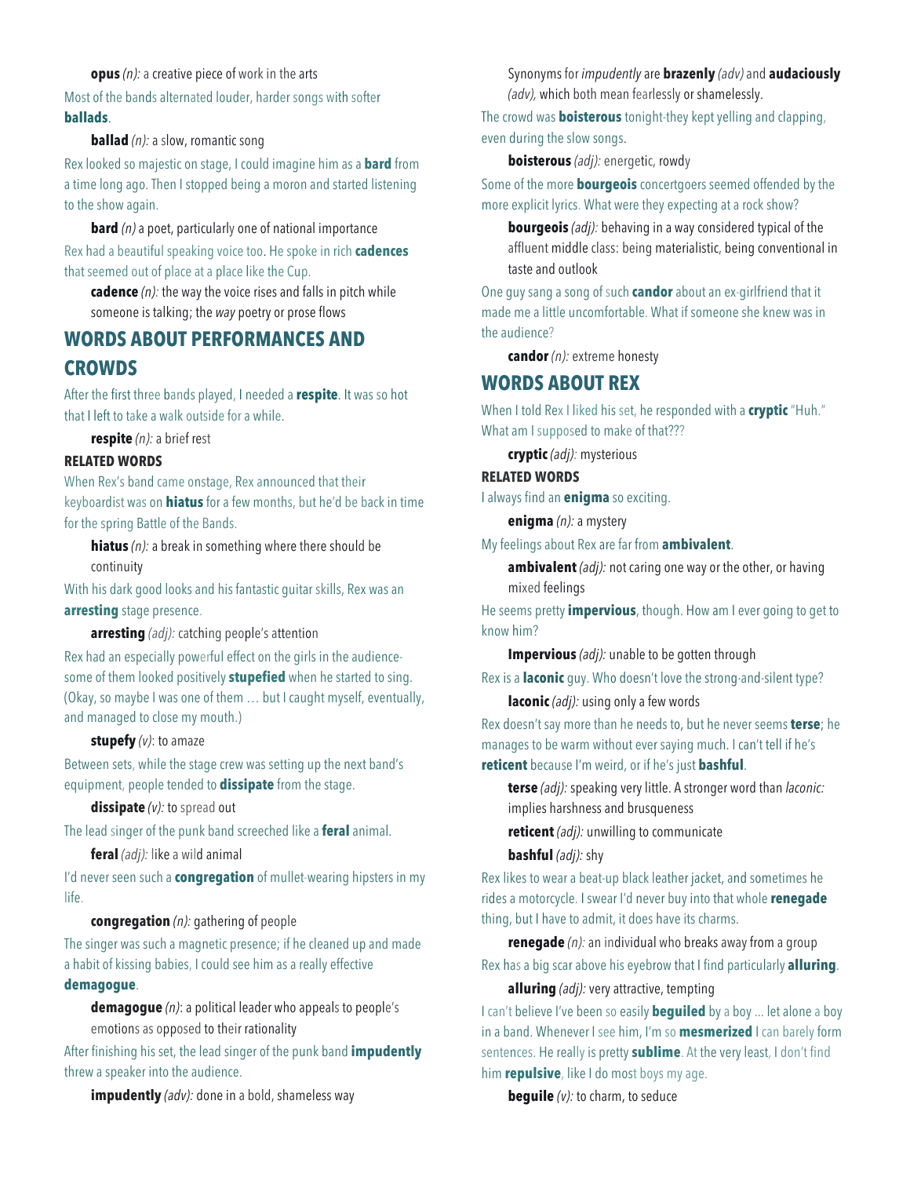**opus** *(n):* a creative piece of work in the arts

Most of the bands alternated louder, harder songs with softer **ballads**.

**ballad** *(n):* a slow, romantic song

Rex looked so majestic on stage, I could imagine him as a **bard** from a time long ago. Then I stopped being a moron and started listening to the show again.

**bard** *(n)* a poet, particularly one of national importance

Rex had a beautiful speaking voice too. He spoke in rich **cadences** that seemed out of place at a place like the Cup.

**cadence** *(n):* the way the voice rises and falls in pitch while someone is talking; the *way* poetry or prose flows

## WORDS ABOUT PERFORMANCES AND CROWDS

After the first three bands played, I needed a **respite**. It was so hot that I left to take a walk outside for a while.

**respite** *(n):* a brief rest

**RELATED WORDS**

When Rex's band came onstage, Rex announced that their keyboardist was on **hiatus** for a few months, but he'd be back in time for the spring Battle of the Bands.

**hiatus** *(n):* a break in something where there should be continuity

With his dark good looks and his fantastic guitar skills, Rex was an **arresting** stage presence.

**arresting** *(adj):* catching people's attention

Rex had an especially powerful effect on the girls in the audience-some of them looked positively **stupefied** when he started to sing. (Okay, so maybe I was one of them … but I caught myself, eventually, and managed to close my mouth.)

**stupefy** *(v)*: to amaze

Between sets, while the stage crew was setting up the next band's equipment, people tended to **dissipate** from the stage.

**dissipate** *(v):* to spread out

The lead singer of the punk band screeched like a **feral** animal.

**feral** *(adj):* like a wild animal

I'd never seen such a **congregation** of mullet-wearing hipsters in my life.

**congregation** *(n):* gathering of people

The singer was such a magnetic presence; if he cleaned up and made a habit of kissing babies, I could see him as a really effective **demagogue**.

**demagogue** *(n)*: a political leader who appeals to people's emotions as opposed to their rationality

After finishing his set, the lead singer of the punk band **impudently** threw a speaker into the audience.

**impudently** *(adv):* done in a bold, shameless way

Synonyms for *impudently* are **brazenly** *(adv)* and **audaciously** *(adv),* which both mean fearlessly or shamelessly.

The crowd was **boisterous** tonight-they kept yelling and clapping, even during the slow songs.

**boisterous** *(adj):* energetic, rowdy

Some of the more **bourgeois** concertgoers seemed offended by the more explicit lyrics. What were they expecting at a rock show?

**bourgeois** *(adj):* behaving in a way considered typical of the affluent middle class: being materialistic, being conventional in taste and outlook

One guy sang a song of such **candor** about an ex-girlfriend that it made me a little uncomfortable. What if someone she knew was in the audience?

**candor** *(n):* extreme honesty

## WORDS ABOUT REX

When I told Rex I liked his set, he responded with a **cryptic** "Huh." What am I supposed to make of that???

**cryptic** *(adj):* mysterious

**RELATED WORDS**

I always find an **enigma** so exciting.

**enigma** *(n):* a mystery

My feelings about Rex are far from **ambivalent**.

**ambivalent** *(adj):* not caring one way or the other, or having mixed feelings

He seems pretty **impervious**, though. How am I ever going to get to know him?

**Impervious** *(adj):* unable to be gotten through

Rex is a **laconic** guy. Who doesn't love the strong-and-silent type?

**laconic** *(adj):* using only a few words

Rex doesn't say more than he needs to, but he never seems **terse**; he manages to be warm without ever saying much. I can't tell if he's **reticent** because I'm weird, or if he's just **bashful**.

**terse** *(adj):* speaking very little. A stronger word than *laconic:* implies harshness and brusqueness

**reticent** *(adj):* unwilling to communicate

**bashful** *(adj):* shy

Rex likes to wear a beat-up black leather jacket, and sometimes he rides a motorcycle. I swear I'd never buy into that whole **renegade** thing, but I have to admit, it does have its charms.

**renegade** *(n):* an individual who breaks away from a group

Rex has a big scar above his eyebrow that I find particularly **alluring**.

**alluring** *(adj):* very attractive, tempting

I can't believe I've been so easily **beguiled** by a boy ... let alone a boy in a band. Whenever I see him, I'm so **mesmerized** I can barely form sentences. He really is pretty **sublime**. At the very least, I don't find him **repulsive**, like I do most boys my age.

**beguile** *(v):* to charm, to seduce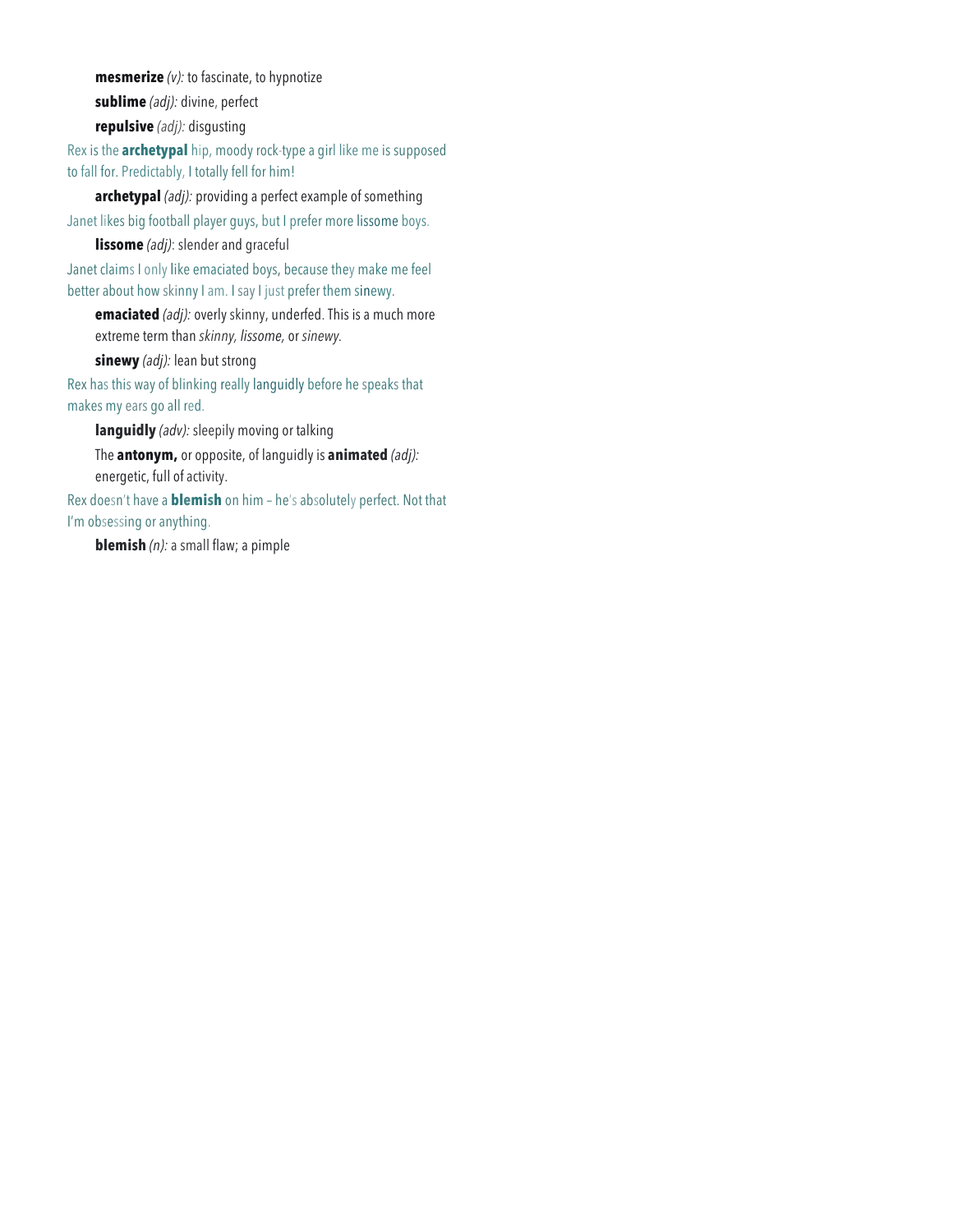**mesmerize** *(v):* to fascinate, to hypnotize

**sublime** *(adj):* divine, perfect

**repulsive** *(adj):* disgusting

Rex is the **archetypal** hip, moody rock-type a girl like me is supposed to fall for. Predictably, I totally fell for him!

**archetypal** *(adj):* providing a perfect example of something

Janet likes big football player guys, but I prefer more lissome boys.

**lissome** *(adj)*: slender and graceful

Janet claims I only like emaciated boys, because they make me feel better about how skinny I am. I say I just prefer them sinewy.

**emaciated** *(adj):* overly skinny, underfed. This is a much more extreme term than *skinny, lissome,* or *sinewy.*

**sinewy** *(adj):* lean but strong

Rex has this way of blinking really languidly before he speaks that makes my ears go all red.

**languidly** *(adv):* sleepily moving or talking

The **antonym,** or opposite, of languidly is **animated** *(adj):* energetic, full of activity.

Rex doesn't have a **blemish** on him – he's absolutely perfect. Not that I'm obsessing or anything.

**blemish** *(n):* a small flaw; a pimple